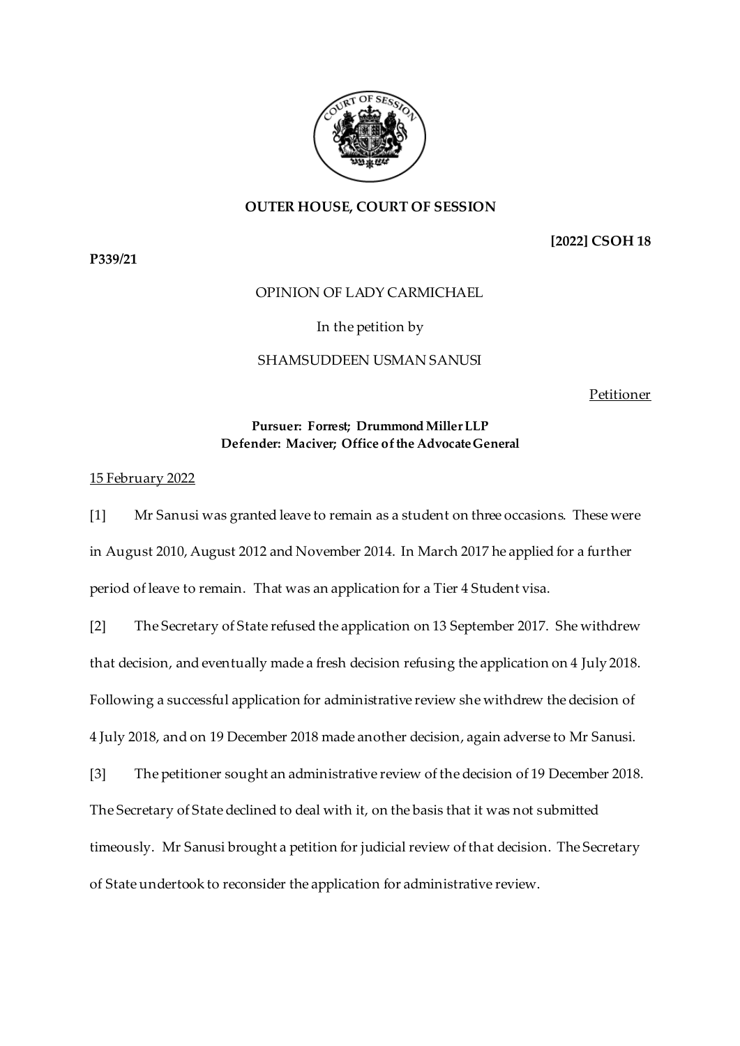**OUTER HOUSE, COURT OF SESSION**

**[2022] CSOH 18**

**P339/21**

OPINION OF LADY CARMICHAEL

In the petition by

SHAMSUDDEEN USMAN SANUSI

Petitioner

**Pursuer: Forrest; Drummond Miller LLP**
**Defender: Maciver; Office of the Advocate General**

15 February 2022

[1] Mr Sanusi was granted leave to remain as a student on three occasions. These were in August 2010, August 2012 and November 2014. In March 2017 he applied for a further period of leave to remain. That was an application for a Tier 4 Student visa.

[2] The Secretary of State refused the application on 13 September 2017. She withdrew that decision, and eventually made a fresh decision refusing the application on 4 July 2018. Following a successful application for administrative review she withdrew the decision of 4 July 2018, and on 19 December 2018 made another decision, again adverse to Mr Sanusi.

[3] The petitioner sought an administrative review of the decision of 19 December 2018. The Secretary of State declined to deal with it, on the basis that it was not submitted timeously. Mr Sanusi brought a petition for judicial review of that decision. The Secretary of State undertook to reconsider the application for administrative review.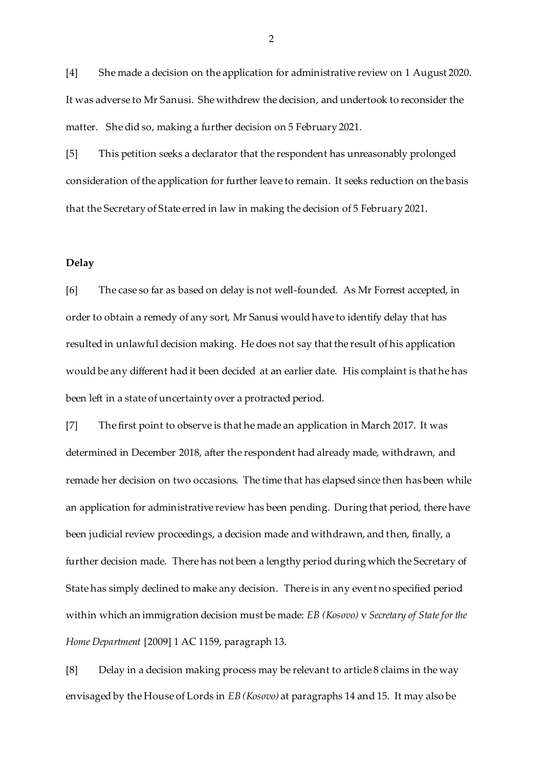[4] She made a decision on the application for administrative review on 1 August 2020. It was adverse to Mr Sanusi. She withdrew the decision, and undertook to reconsider the matter. She did so, making a further decision on 5 February 2021.

[5] This petition seeks a declarator that the respondent has unreasonably prolonged consideration of the application for further leave to remain. It seeks reduction on the basis that the Secretary of State erred in law in making the decision of 5 February 2021.

**Delay**

[6] The case so far as based on delay is not well-founded. As Mr Forrest accepted, in order to obtain a remedy of any sort, Mr Sanusi would have to identify delay that has resulted in unlawful decision making. He does not say that the result of his application would be any different had it been decided at an earlier date. His complaint is that he has been left in a state of uncertainty over a protracted period.

[7] The first point to observe is that he made an application in March 2017. It was determined in December 2018, after the respondent had already made, withdrawn, and remade her decision on two occasions. The time that has elapsed since then has been while an application for administrative review has been pending. During that period, there have been judicial review proceedings, a decision made and withdrawn, and then, finally, a further decision made. There has not been a lengthy period during which the Secretary of State has simply declined to make any decision. There is in any event no specified period within which an immigration decision must be made: *EB (Kosovo)* v *Secretary of State for the Home Department* [2009] 1 AC 1159, paragraph 13.

[8] Delay in a decision making process may be relevant to article 8 claims in the way envisaged by the House of Lords in *EB (Kosovo)* at paragraphs 14 and 15. It may also be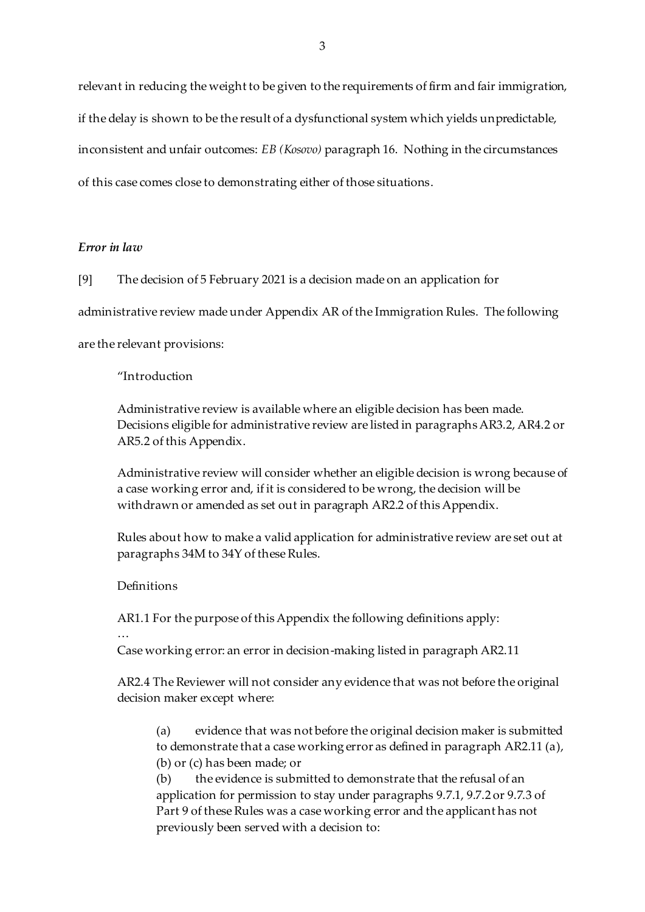relevant in reducing the weight to be given to the requirements of firm and fair immigration, if the delay is shown to be the result of a dysfunctional system which yields unpredictable, inconsistent and unfair outcomes: *EB (Kosovo)* paragraph 16. Nothing in the circumstances of this case comes close to demonstrating either of those situations.

### *Error in law*

[9] The decision of 5 February 2021 is a decision made on an application for administrative review made under Appendix AR of the Immigration Rules. The following are the relevant provisions:

> "Introduction
>
> Administrative review is available where an eligible decision has been made. Decisions eligible for administrative review are listed in paragraphs AR3.2, AR4.2 or AR5.2 of this Appendix.
>
> Administrative review will consider whether an eligible decision is wrong because of a case working error and, if it is considered to be wrong, the decision will be withdrawn or amended as set out in paragraph AR2.2 of this Appendix.
>
> Rules about how to make a valid application for administrative review are set out at paragraphs 34M to 34Y of these Rules.
>
> Definitions
>
> AR1.1 For the purpose of this Appendix the following definitions apply:
> …
> Case working error: an error in decision-making listed in paragraph AR2.11
>
> AR2.4 The Reviewer will not consider any evidence that was not before the original decision maker except where:
>
> > (a) evidence that was not before the original decision maker is submitted to demonstrate that a case working error as defined in paragraph AR2.11 (a), (b) or (c) has been made; or
> >
> > (b) the evidence is submitted to demonstrate that the refusal of an application for permission to stay under paragraphs 9.7.1, 9.7.2 or 9.7.3 of Part 9 of these Rules was a case working error and the applicant has not previously been served with a decision to: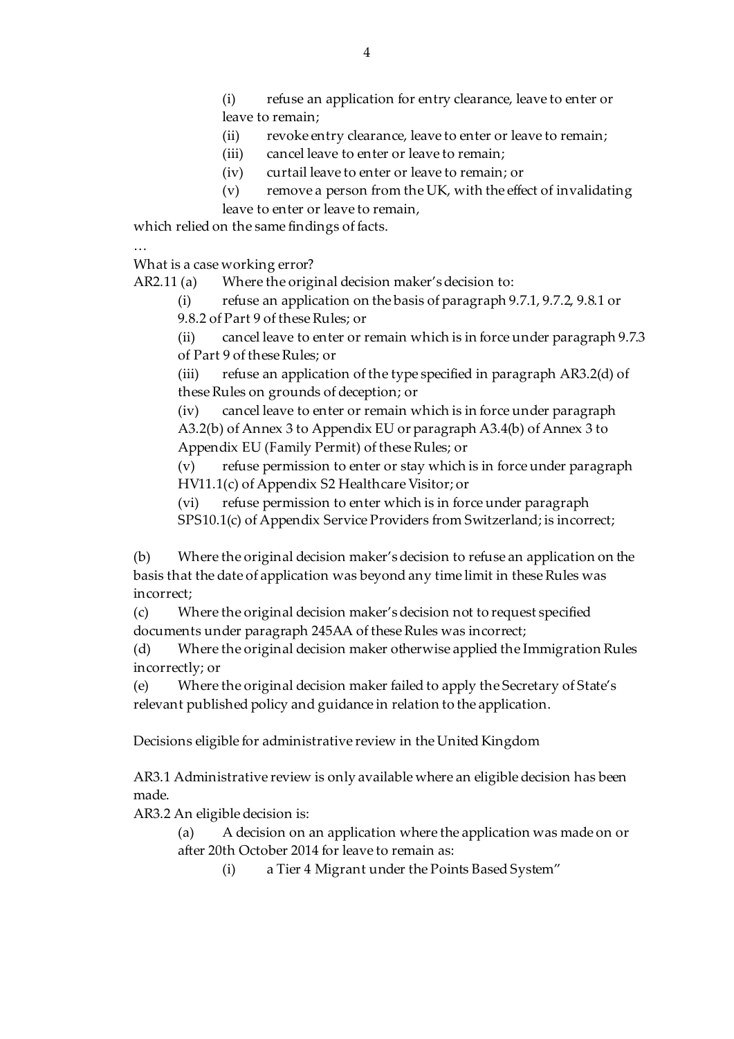(i) refuse an application for entry clearance, leave to enter or leave to remain;

(ii) revoke entry clearance, leave to enter or leave to remain;

(iii) cancel leave to enter or leave to remain;

(iv) curtail leave to enter or leave to remain; or

(v) remove a person from the UK, with the effect of invalidating leave to enter or leave to remain,

which relied on the same findings of facts.

…

What is a case working error?

AR2.11 (a) Where the original decision maker's decision to:

(i) refuse an application on the basis of paragraph 9.7.1, 9.7.2, 9.8.1 or 9.8.2 of Part 9 of these Rules; or

(ii) cancel leave to enter or remain which is in force under paragraph 9.7.3 of Part 9 of these Rules; or

(iii) refuse an application of the type specified in paragraph AR3.2(d) of these Rules on grounds of deception; or

(iv) cancel leave to enter or remain which is in force under paragraph A3.2(b) of Annex 3 to Appendix EU or paragraph A3.4(b) of Annex 3 to Appendix EU (Family Permit) of these Rules; or

(v) refuse permission to enter or stay which is in force under paragraph HV11.1(c) of Appendix S2 Healthcare Visitor; or

(vi) refuse permission to enter which is in force under paragraph SPS10.1(c) of Appendix Service Providers from Switzerland; is incorrect;

(b) Where the original decision maker's decision to refuse an application on the basis that the date of application was beyond any time limit in these Rules was incorrect;

(c) Where the original decision maker's decision not to request specified documents under paragraph 245AA of these Rules was incorrect;

(d) Where the original decision maker otherwise applied the Immigration Rules incorrectly; or

(e) Where the original decision maker failed to apply the Secretary of State's relevant published policy and guidance in relation to the application.

Decisions eligible for administrative review in the United Kingdom

AR3.1 Administrative review is only available where an eligible decision has been made.

AR3.2 An eligible decision is:

(a) A decision on an application where the application was made on or after 20th October 2014 for leave to remain as:

(i) a Tier 4 Migrant under the Points Based System"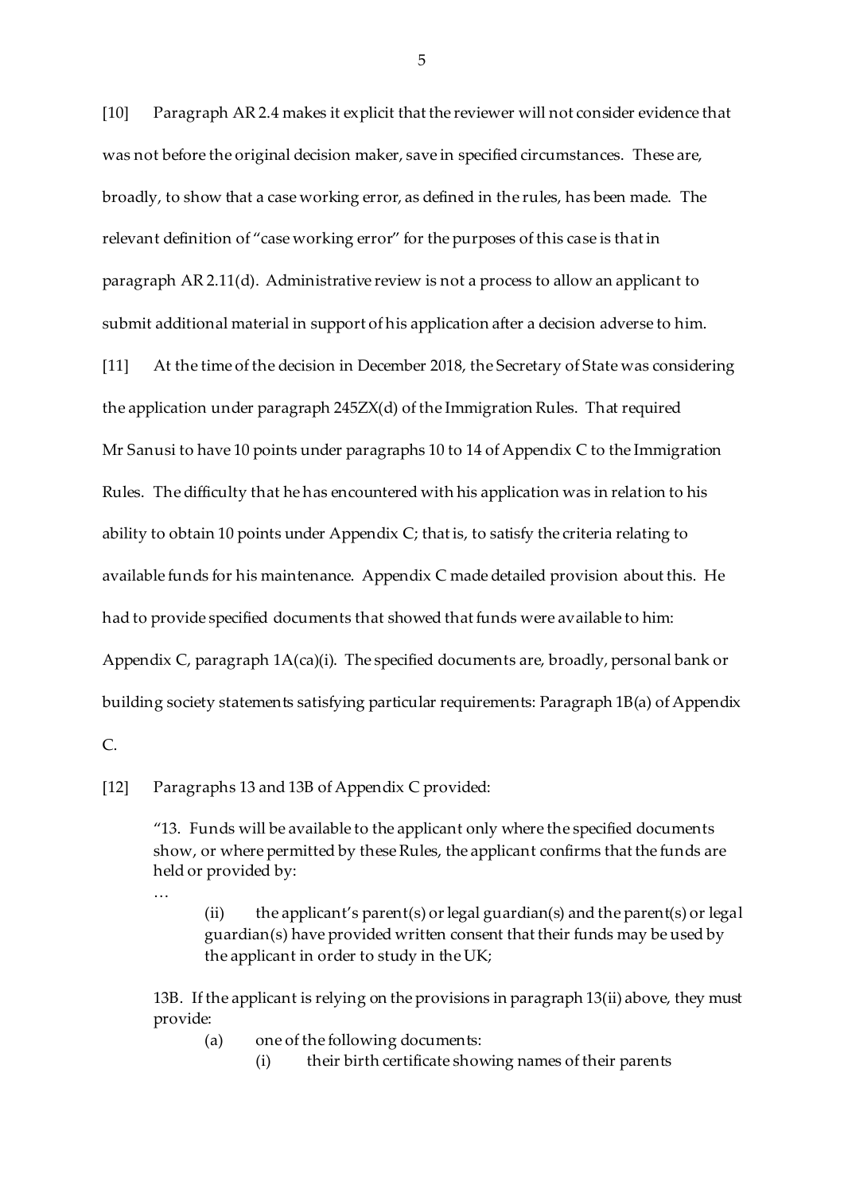[10] Paragraph AR 2.4 makes it explicit that the reviewer will not consider evidence that was not before the original decision maker, save in specified circumstances. These are, broadly, to show that a case working error, as defined in the rules, has been made. The relevant definition of "case working error" for the purposes of this case is that in paragraph AR 2.11(d). Administrative review is not a process to allow an applicant to submit additional material in support of his application after a decision adverse to him.

[11] At the time of the decision in December 2018, the Secretary of State was considering the application under paragraph 245ZX(d) of the Immigration Rules. That required Mr Sanusi to have 10 points under paragraphs 10 to 14 of Appendix C to the Immigration Rules. The difficulty that he has encountered with his application was in relation to his ability to obtain 10 points under Appendix C; that is, to satisfy the criteria relating to available funds for his maintenance. Appendix C made detailed provision about this. He had to provide specified documents that showed that funds were available to him: Appendix C, paragraph 1A(ca)(i). The specified documents are, broadly, personal bank or building society statements satisfying particular requirements: Paragraph 1B(a) of Appendix C.

[12] Paragraphs 13 and 13B of Appendix C provided:

> "13. Funds will be available to the applicant only where the specified documents show, or where permitted by these Rules, the applicant confirms that the funds are held or provided by:
>
> …
>
> (ii) the applicant's parent(s) or legal guardian(s) and the parent(s) or legal guardian(s) have provided written consent that their funds may be used by the applicant in order to study in the UK;
>
> 13B. If the applicant is relying on the provisions in paragraph 13(ii) above, they must provide:
>
> (a) one of the following documents:
>
> (i) their birth certificate showing names of their parents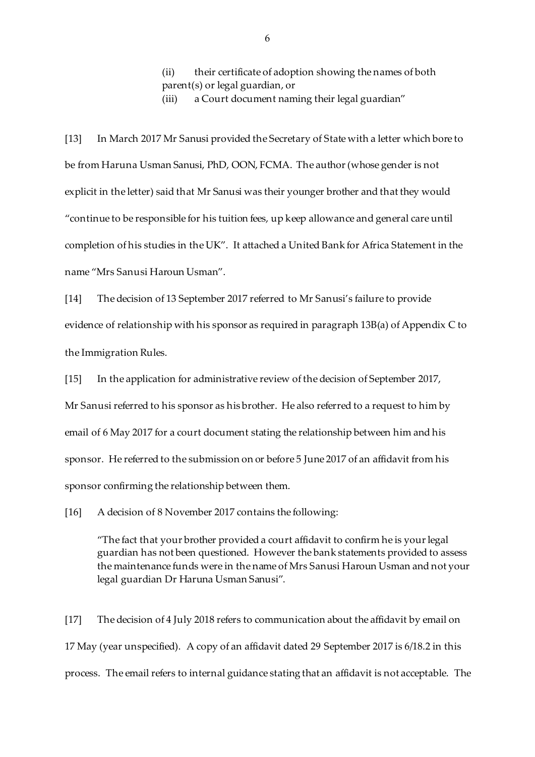(ii) their certificate of adoption showing the names of both parent(s) or legal guardian, or

(iii) a Court document naming their legal guardian"

[13] In March 2017 Mr Sanusi provided the Secretary of State with a letter which bore to be from Haruna Usman Sanusi, PhD, OON, FCMA. The author (whose gender is not explicit in the letter) said that Mr Sanusi was their younger brother and that they would "continue to be responsible for his tuition fees, up keep allowance and general care until completion of his studies in the UK". It attached a United Bank for Africa Statement in the name "Mrs Sanusi Haroun Usman".

[14] The decision of 13 September 2017 referred to Mr Sanusi's failure to provide evidence of relationship with his sponsor as required in paragraph 13B(a) of Appendix C to the Immigration Rules.

[15] In the application for administrative review of the decision of September 2017, Mr Sanusi referred to his sponsor as his brother. He also referred to a request to him by email of 6 May 2017 for a court document stating the relationship between him and his sponsor. He referred to the submission on or before 5 June 2017 of an affidavit from his sponsor confirming the relationship between them.

[16] A decision of 8 November 2017 contains the following:

> "The fact that your brother provided a court affidavit to confirm he is your legal guardian has not been questioned. However the bank statements provided to assess the maintenance funds were in the name of Mrs Sanusi Haroun Usman and not your legal guardian Dr Haruna Usman Sanusi".

[17] The decision of 4 July 2018 refers to communication about the affidavit by email on 17 May (year unspecified). A copy of an affidavit dated 29 September 2017 is 6/18.2 in this process. The email refers to internal guidance stating that an affidavit is not acceptable. The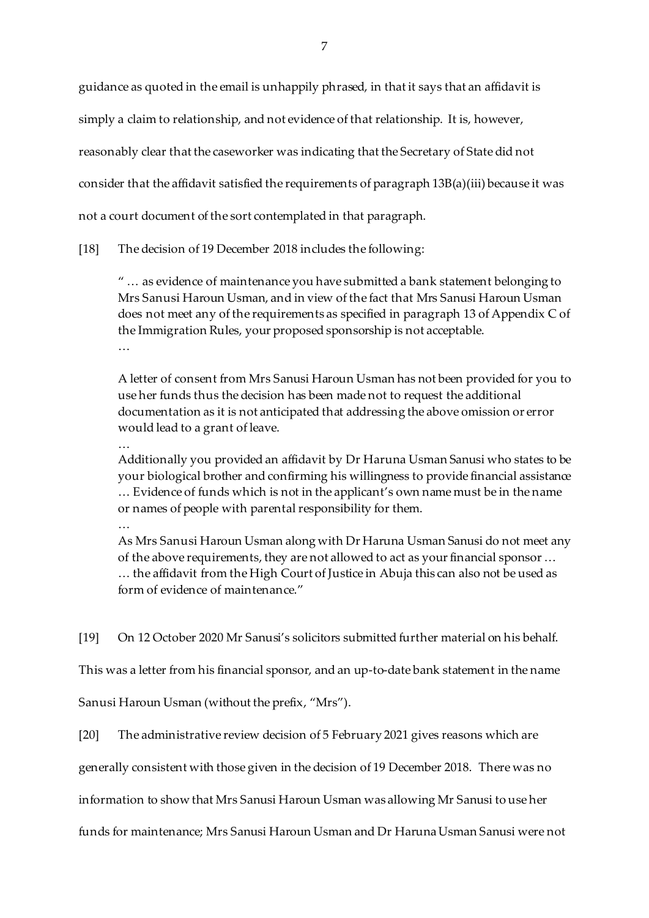guidance as quoted in the email is unhappily phrased, in that it says that an affidavit is simply a claim to relationship, and not evidence of that relationship. It is, however, reasonably clear that the caseworker was indicating that the Secretary of State did not consider that the affidavit satisfied the requirements of paragraph 13B(a)(iii) because it was not a court document of the sort contemplated in that paragraph.

[18] The decision of 19 December 2018 includes the following:

> " … as evidence of maintenance you have submitted a bank statement belonging to Mrs Sanusi Haroun Usman, and in view of the fact that Mrs Sanusi Haroun Usman does not meet any of the requirements as specified in paragraph 13 of Appendix C of the Immigration Rules, your proposed sponsorship is not acceptable.
> …
>
> A letter of consent from Mrs Sanusi Haroun Usman has not been provided for you to use her funds thus the decision has been made not to request the additional documentation as it is not anticipated that addressing the above omission or error would lead to a grant of leave.
> …
> Additionally you provided an affidavit by Dr Haruna Usman Sanusi who states to be your biological brother and confirming his willingness to provide financial assistance … Evidence of funds which is not in the applicant's own name must be in the name or names of people with parental responsibility for them.
> …
> As Mrs Sanusi Haroun Usman along with Dr Haruna Usman Sanusi do not meet any of the above requirements, they are not allowed to act as your financial sponsor …
> … the affidavit from the High Court of Justice in Abuja this can also not be used as form of evidence of maintenance."

[19] On 12 October 2020 Mr Sanusi's solicitors submitted further material on his behalf. This was a letter from his financial sponsor, and an up-to-date bank statement in the name Sanusi Haroun Usman (without the prefix, "Mrs").

[20] The administrative review decision of 5 February 2021 gives reasons which are generally consistent with those given in the decision of 19 December 2018. There was no information to show that Mrs Sanusi Haroun Usman was allowing Mr Sanusi to use her funds for maintenance; Mrs Sanusi Haroun Usman and Dr Haruna Usman Sanusi were not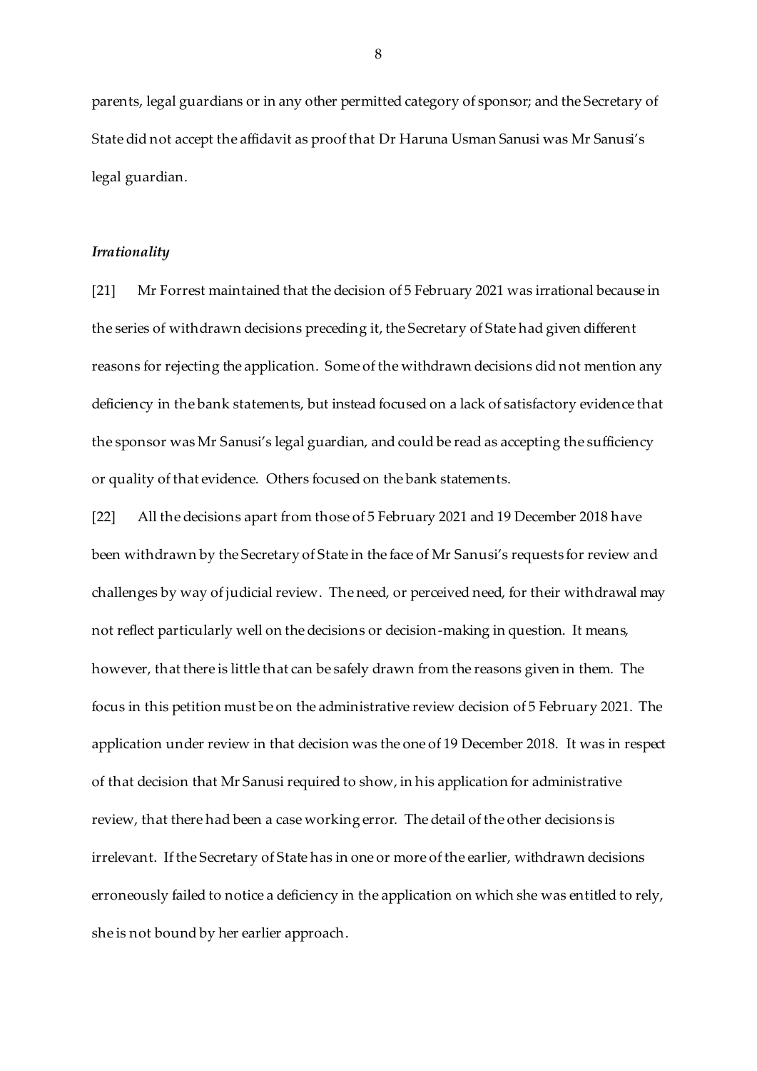parents, legal guardians or in any other permitted category of sponsor; and the Secretary of State did not accept the affidavit as proof that Dr Haruna Usman Sanusi was Mr Sanusi's legal guardian.

### *Irrationality*

[21] Mr Forrest maintained that the decision of 5 February 2021 was irrational because in the series of withdrawn decisions preceding it, the Secretary of State had given different reasons for rejecting the application. Some of the withdrawn decisions did not mention any deficiency in the bank statements, but instead focused on a lack of satisfactory evidence that the sponsor was Mr Sanusi's legal guardian, and could be read as accepting the sufficiency or quality of that evidence. Others focused on the bank statements.

[22] All the decisions apart from those of 5 February 2021 and 19 December 2018 have been withdrawn by the Secretary of State in the face of Mr Sanusi's requests for review and challenges by way of judicial review. The need, or perceived need, for their withdrawal may not reflect particularly well on the decisions or decision-making in question. It means, however, that there is little that can be safely drawn from the reasons given in them. The focus in this petition must be on the administrative review decision of 5 February 2021. The application under review in that decision was the one of 19 December 2018. It was in respect of that decision that Mr Sanusi required to show, in his application for administrative review, that there had been a case working error. The detail of the other decisions is irrelevant. If the Secretary of State has in one or more of the earlier, withdrawn decisions erroneously failed to notice a deficiency in the application on which she was entitled to rely, she is not bound by her earlier approach.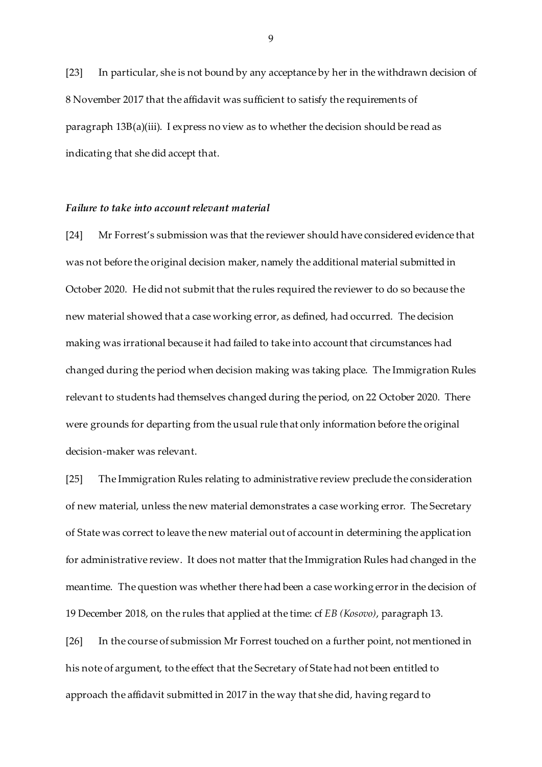[23] In particular, she is not bound by any acceptance by her in the withdrawn decision of 8 November 2017 that the affidavit was sufficient to satisfy the requirements of paragraph 13B(a)(iii). I express no view as to whether the decision should be read as indicating that she did accept that.

### *Failure to take into account relevant material*

[24] Mr Forrest's submission was that the reviewer should have considered evidence that was not before the original decision maker, namely the additional material submitted in October 2020. He did not submit that the rules required the reviewer to do so because the new material showed that a case working error, as defined, had occurred. The decision making was irrational because it had failed to take into account that circumstances had changed during the period when decision making was taking place. The Immigration Rules relevant to students had themselves changed during the period, on 22 October 2020. There were grounds for departing from the usual rule that only information before the original decision-maker was relevant.

[25] The Immigration Rules relating to administrative review preclude the consideration of new material, unless the new material demonstrates a case working error. The Secretary of State was correct to leave the new material out of account in determining the application for administrative review. It does not matter that the Immigration Rules had changed in the meantime. The question was whether there had been a case working error in the decision of 19 December 2018, on the rules that applied at the time: cf *EB (Kosovo)*, paragraph 13.

[26] In the course of submission Mr Forrest touched on a further point, not mentioned in his note of argument, to the effect that the Secretary of State had not been entitled to approach the affidavit submitted in 2017 in the way that she did, having regard to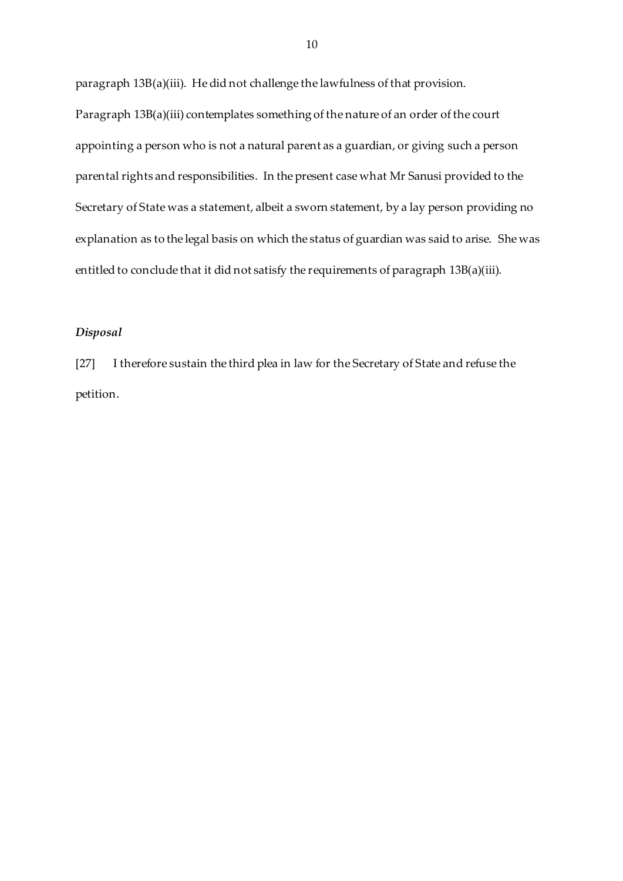paragraph 13B(a)(iii). He did not challenge the lawfulness of that provision. Paragraph 13B(a)(iii) contemplates something of the nature of an order of the court appointing a person who is not a natural parent as a guardian, or giving such a person parental rights and responsibilities. In the present case what Mr Sanusi provided to the Secretary of State was a statement, albeit a sworn statement, by a lay person providing no explanation as to the legal basis on which the status of guardian was said to arise. She was entitled to conclude that it did not satisfy the requirements of paragraph 13B(a)(iii).

### *Disposal*

[27] I therefore sustain the third plea in law for the Secretary of State and refuse the petition.